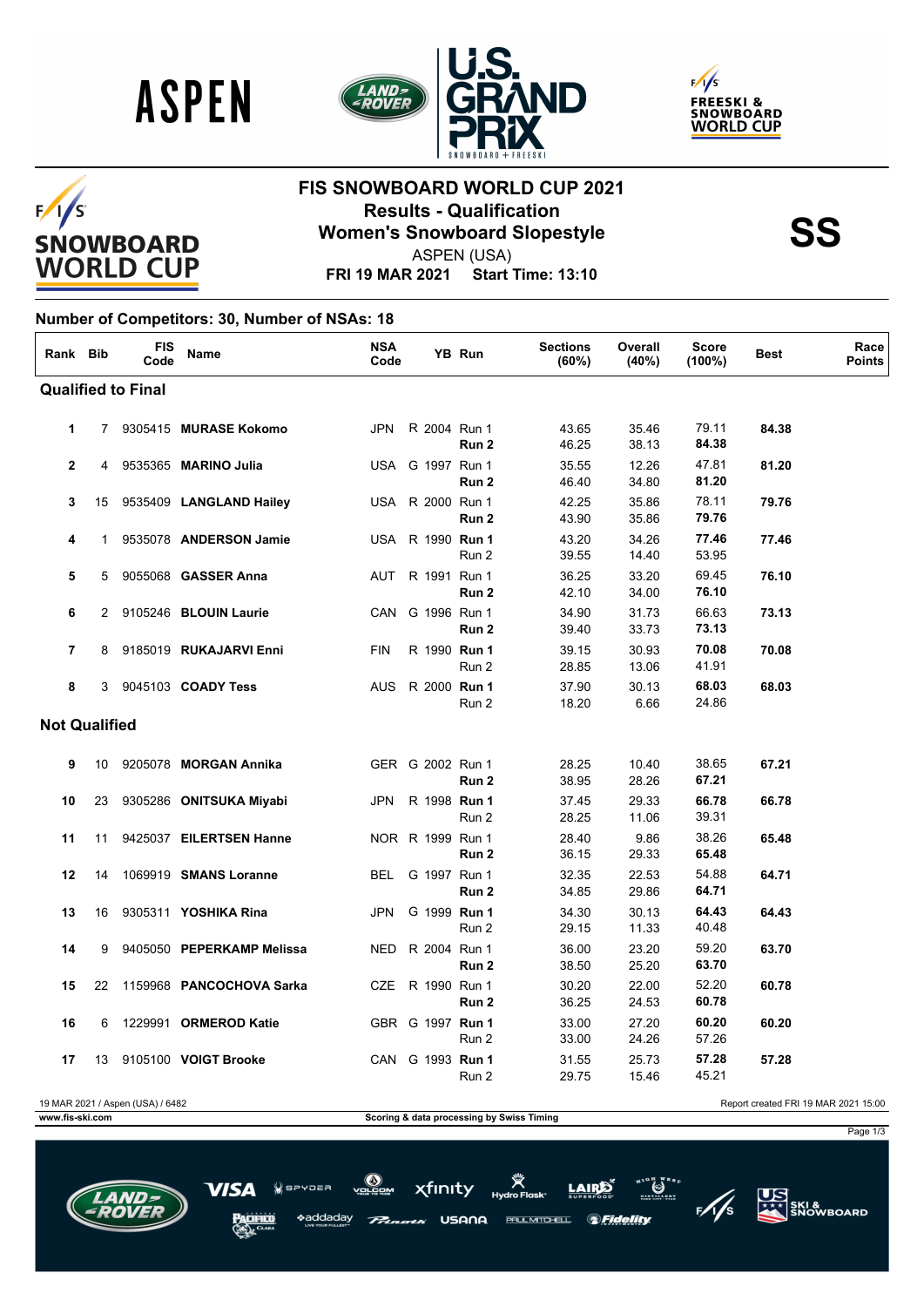# FIS SNOWBOARD WORLD CUP 2021

## Results - Qualification

## Women's Snowboard Slopestyle

**SS**

ASPEN (USA)

**FRI 19 MAR 2021 Start Time: 13:10**

**Number of Competitors: 30, Number of NSAs: 18**

| Rank | Bib | FIS Code | Name | NSA Code | | YB | Run | Sections (60%) | Overall (40%) | Score (100%) | Best | Race Points |
|---|---|---|---|---|---|---|---|---|---|---|---|---|
| **Qualified to Final** | | | | | | | | | | | | |
| 1 | 7 | 9305415 | **MURASE Kokomo** | JPN | R | 2004 | Run 1 | 43.65 | 35.46 | 79.11 | **84.38** | |
| | | | | | | | **Run 2** | 46.25 | 38.13 | **84.38** | | |
| 2 | 4 | 9535365 | **MARINO Julia** | USA | G | 1997 | Run 1 | 35.55 | 12.26 | 47.81 | **81.20** | |
| | | | | | | | **Run 2** | 46.40 | 34.80 | **81.20** | | |
| 3 | 15 | 9535409 | **LANGLAND Hailey** | USA | R | 2000 | Run 1 | 42.25 | 35.86 | 78.11 | **79.76** | |
| | | | | | | | **Run 2** | 43.90 | 35.86 | **79.76** | | |
| 4 | 1 | 9535078 | **ANDERSON Jamie** | USA | R | 1990 | **Run 1** | 43.20 | 34.26 | **77.46** | **77.46** | |
| | | | | | | | Run 2 | 39.55 | 14.40 | 53.95 | | |
| 5 | 5 | 9055068 | **GASSER Anna** | AUT | R | 1991 | Run 1 | 36.25 | 33.20 | 69.45 | **76.10** | |
| | | | | | | | **Run 2** | 42.10 | 34.00 | **76.10** | | |
| 6 | 2 | 9105246 | **BLOUIN Laurie** | CAN | G | 1996 | Run 1 | 34.90 | 31.73 | 66.63 | **73.13** | |
| | | | | | | | **Run 2** | 39.40 | 33.73 | **73.13** | | |
| 7 | 8 | 9185019 | **RUKAJARVI Enni** | FIN | R | 1990 | **Run 1** | 39.15 | 30.93 | **70.08** | **70.08** | |
| | | | | | | | Run 2 | 28.85 | 13.06 | 41.91 | | |
| 8 | 3 | 9045103 | **COADY Tess** | AUS | R | 2000 | **Run 1** | 37.90 | 30.13 | **68.03** | **68.03** | |
| | | | | | | | Run 2 | 18.20 | 6.66 | 24.86 | | |
| **Not Qualified** | | | | | | | | | | | | |
| 9 | 10 | 9205078 | **MORGAN Annika** | GER | G | 2002 | Run 1 | 28.25 | 10.40 | 38.65 | **67.21** | |
| | | | | | | | **Run 2** | 38.95 | 28.26 | **67.21** | | |
| 10 | 23 | 9305286 | **ONITSUKA Miyabi** | JPN | R | 1998 | **Run 1** | 37.45 | 29.33 | **66.78** | **66.78** | |
| | | | | | | | Run 2 | 28.25 | 11.06 | 39.31 | | |
| 11 | 11 | 9425037 | **EILERTSEN Hanne** | NOR | R | 1999 | Run 1 | 28.40 | 9.86 | 38.26 | **65.48** | |
| | | | | | | | **Run 2** | 36.15 | 29.33 | **65.48** | | |
| 12 | 14 | 1069919 | **SMANS Loranne** | BEL | G | 1997 | Run 1 | 32.35 | 22.53 | 54.88 | **64.71** | |
| | | | | | | | **Run 2** | 34.85 | 29.86 | **64.71** | | |
| 13 | 16 | 9305311 | **YOSHIKA Rina** | JPN | G | 1999 | **Run 1** | 34.30 | 30.13 | **64.43** | **64.43** | |
| | | | | | | | Run 2 | 29.15 | 11.33 | 40.48 | | |
| 14 | 9 | 9405050 | **PEPERKAMP Melissa** | NED | R | 2004 | Run 1 | 36.00 | 23.20 | 59.20 | **63.70** | |
| | | | | | | | **Run 2** | 38.50 | 25.20 | **63.70** | | |
| 15 | 22 | 1159968 | **PANCOCHOVA Sarka** | CZE | R | 1990 | Run 1 | 30.20 | 22.00 | 52.20 | **60.78** | |
| | | | | | | | **Run 2** | 36.25 | 24.53 | **60.78** | | |
| 16 | 6 | 1229991 | **ORMEROD Katie** | GBR | G | 1997 | **Run 1** | 33.00 | 27.20 | **60.20** | **60.20** | |
| | | | | | | | Run 2 | 33.00 | 24.26 | 57.26 | | |
| 17 | 13 | 9105100 | **VOIGT Brooke** | CAN | G | 1993 | **Run 1** | 31.55 | 25.73 | **57.28** | **57.28** | |
| | | | | | | | Run 2 | 29.75 | 15.46 | 45.21 | | |

19 MAR 2021 / Aspen (USA) / 6482

Report created FRI 19 MAR 2021 15:00

www.fis-ski.com

Scoring & data processing by Swiss Timing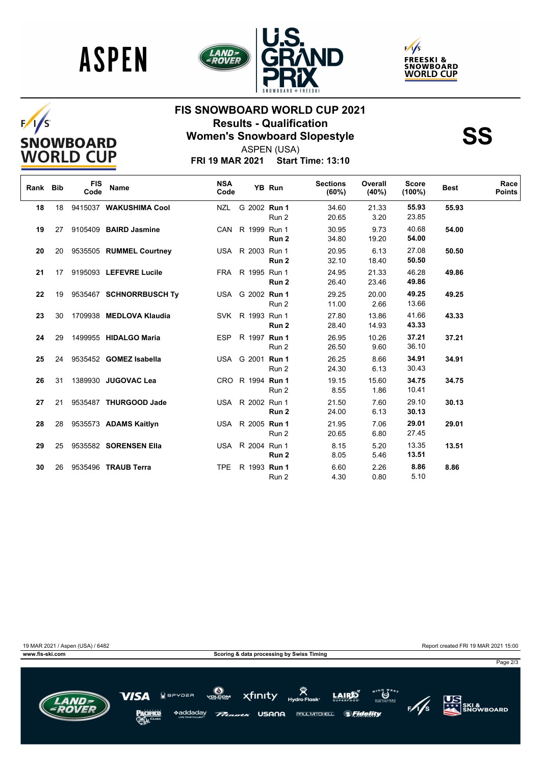# FIS SNOWBOARD WORLD CUP 2021

## Results - Qualification

## Women's Snowboard Slopestyle

**SS**

ASPEN (USA)

**FRI 19 MAR 2021 Start Time: 13:10**

| Rank | Bib | FIS Code | Name | NSA Code | YB | Run | Sections (60%) | Overall (40%) | Score (100%) | Best | Race Points |
|---|---|---|---|---|---|---|---|---|---|---|---|
| 18 | 18 | 9415037 | **WAKUSHIMA Cool** | NZL | G 2002 | **Run 1** | 34.60 | 21.33 | **55.93** | **55.93** | |
| | | | | | | Run 2 | 20.65 | 3.20 | 23.85 | | |
| 19 | 27 | 9105409 | **BAIRD Jasmine** | CAN | R 1999 | Run 1 | 30.95 | 9.73 | 40.68 | **54.00** | |
| | | | | | | **Run 2** | 34.80 | 19.20 | **54.00** | | |
| 20 | 20 | 9535505 | **RUMMEL Courtney** | USA | R 2003 | Run 1 | 20.95 | 6.13 | 27.08 | **50.50** | |
| | | | | | | **Run 2** | 32.10 | 18.40 | **50.50** | | |
| 21 | 17 | 9195093 | **LEFEVRE Lucile** | FRA | R 1995 | Run 1 | 24.95 | 21.33 | 46.28 | **49.86** | |
| | | | | | | **Run 2** | 26.40 | 23.46 | **49.86** | | |
| 22 | 19 | 9535467 | **SCHNORRBUSCH Ty** | USA | G 2002 | **Run 1** | 29.25 | 20.00 | **49.25** | **49.25** | |
| | | | | | | Run 2 | 11.00 | 2.66 | 13.66 | | |
| 23 | 30 | 1709938 | **MEDLOVA Klaudia** | SVK | R 1993 | Run 1 | 27.80 | 13.86 | 41.66 | **43.33** | |
| | | | | | | **Run 2** | 28.40 | 14.93 | **43.33** | | |
| 24 | 29 | 1499955 | **HIDALGO Maria** | ESP | R 1997 | **Run 1** | 26.95 | 10.26 | **37.21** | **37.21** | |
| | | | | | | Run 2 | 26.50 | 9.60 | 36.10 | | |
| 25 | 24 | 9535452 | **GOMEZ Isabella** | USA | G 2001 | **Run 1** | 26.25 | 8.66 | **34.91** | **34.91** | |
| | | | | | | Run 2 | 24.30 | 6.13 | 30.43 | | |
| 26 | 31 | 1389930 | **JUGOVAC Lea** | CRO | R 1994 | **Run 1** | 19.15 | 15.60 | **34.75** | **34.75** | |
| | | | | | | Run 2 | 8.55 | 1.86 | 10.41 | | |
| 27 | 21 | 9535487 | **THURGOOD Jade** | USA | R 2002 | Run 1 | 21.50 | 7.60 | 29.10 | **30.13** | |
| | | | | | | **Run 2** | 24.00 | 6.13 | **30.13** | | |
| 28 | 28 | 9535573 | **ADAMS Kaitlyn** | USA | R 2005 | **Run 1** | 21.95 | 7.06 | **29.01** | **29.01** | |
| | | | | | | Run 2 | 20.65 | 6.80 | 27.45 | | |
| 29 | 25 | 9535582 | **SORENSEN Ella** | USA | R 2004 | Run 1 | 8.15 | 5.20 | 13.35 | **13.51** | |
| | | | | | | **Run 2** | 8.05 | 5.46 | **13.51** | | |
| 30 | 26 | 9535496 | **TRAUB Terra** | TPE | R 1993 | **Run 1** | 6.60 | 2.26 | **8.86** | **8.86** | |
| | | | | | | Run 2 | 4.30 | 0.80 | 5.10 | | |

19 MAR 2021 / Aspen (USA) / 6482 — Report created FRI 19 MAR 2021 15:00

www.fis-ski.com — Scoring & data processing by Swiss Timing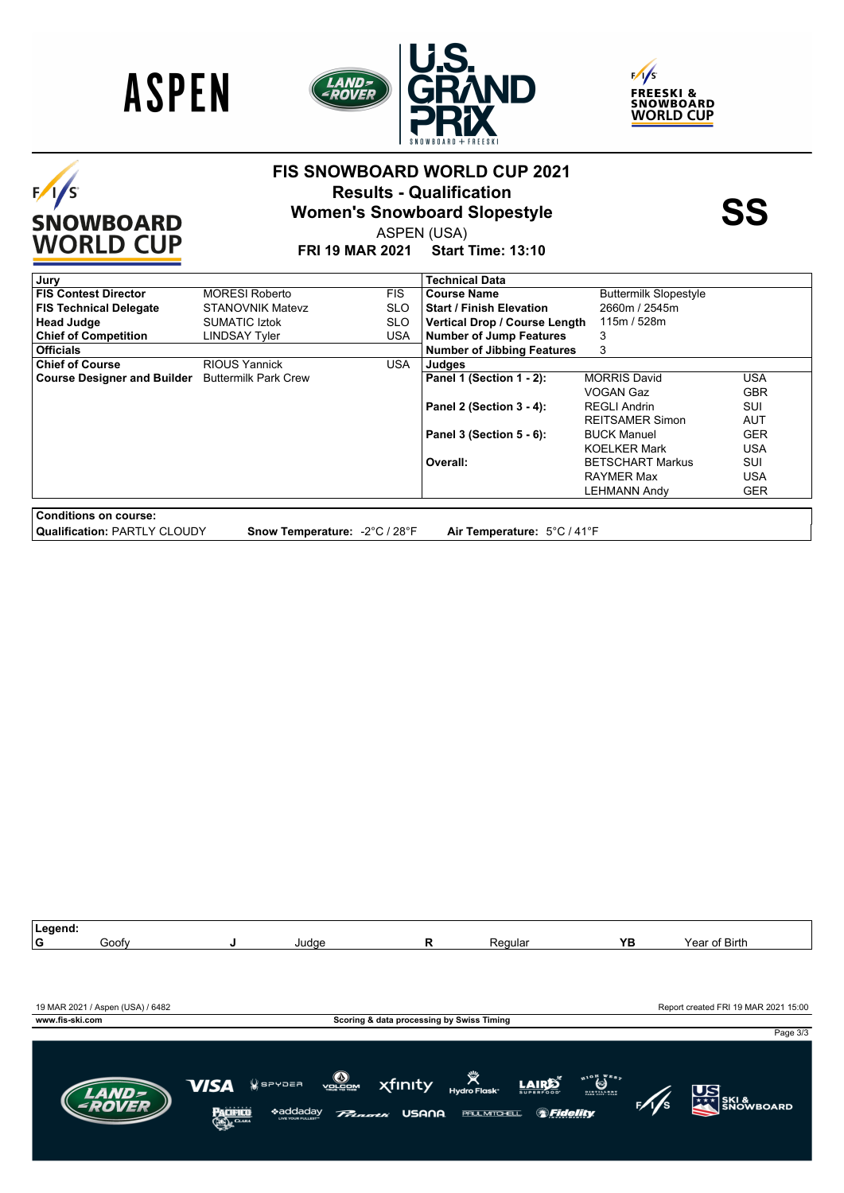# FIS SNOWBOARD WORLD CUP 2021

## Results - Qualification

## Women's Snowboard Slopestyle

**SS**

ASPEN (USA)

**FRI 19 MAR 2021 Start Time: 13:10**

| Jury | | |
|---|---|---|
| **FIS Contest Director** | MORESI Roberto | FIS |
| **FIS Technical Delegate** | STANOVNIK Matevz | SLO |
| **Head Judge** | SUMATIC Iztok | SLO |
| **Chief of Competition** | LINDSAY Tyler | USA |
| **Officials** | | |
| **Chief of Course** | RIOUS Yannick | USA |
| **Course Designer and Builder** | Buttermilk Park Crew | |

| Technical Data | |
|---|---|
| **Course Name** | Buttermilk Slopestyle |
| **Start / Finish Elevation** | 2660m / 2545m |
| **Vertical Drop / Course Length** | 115m / 528m |
| **Number of Jump Features** | 3 |
| **Number of Jibbing Features** | 3 |

| Judges | | |
|---|---|---|
| **Panel 1 (Section 1 - 2):** | MORRIS David | USA |
| | VOGAN Gaz | GBR |
| **Panel 2 (Section 3 - 4):** | REGLI Andrin | SUI |
| | REITSAMER Simon | AUT |
| **Panel 3 (Section 5 - 6):** | BUCK Manuel | GER |
| | KOELKER Mark | USA |
| **Overall:** | BETSCHART Markus | SUI |
| | RAYMER Max | USA |
| | LEHMANN Andy | GER |

**Conditions on course:**

**Qualification:** PARTLY CLOUDY **Snow Temperature:** -2°C / 28°F **Air Temperature:** 5°C / 41°F

| Legend: | | | | | | | |
|---|---|---|---|---|---|---|---|
| **G** | Goofy | **J** | Judge | **R** | Regular | **YB** | Year of Birth |

19 MAR 2021 / Aspen (USA) / 6482 Report created FRI 19 MAR 2021 15:00

www.fis-ski.com Scoring & data processing by Swiss Timing